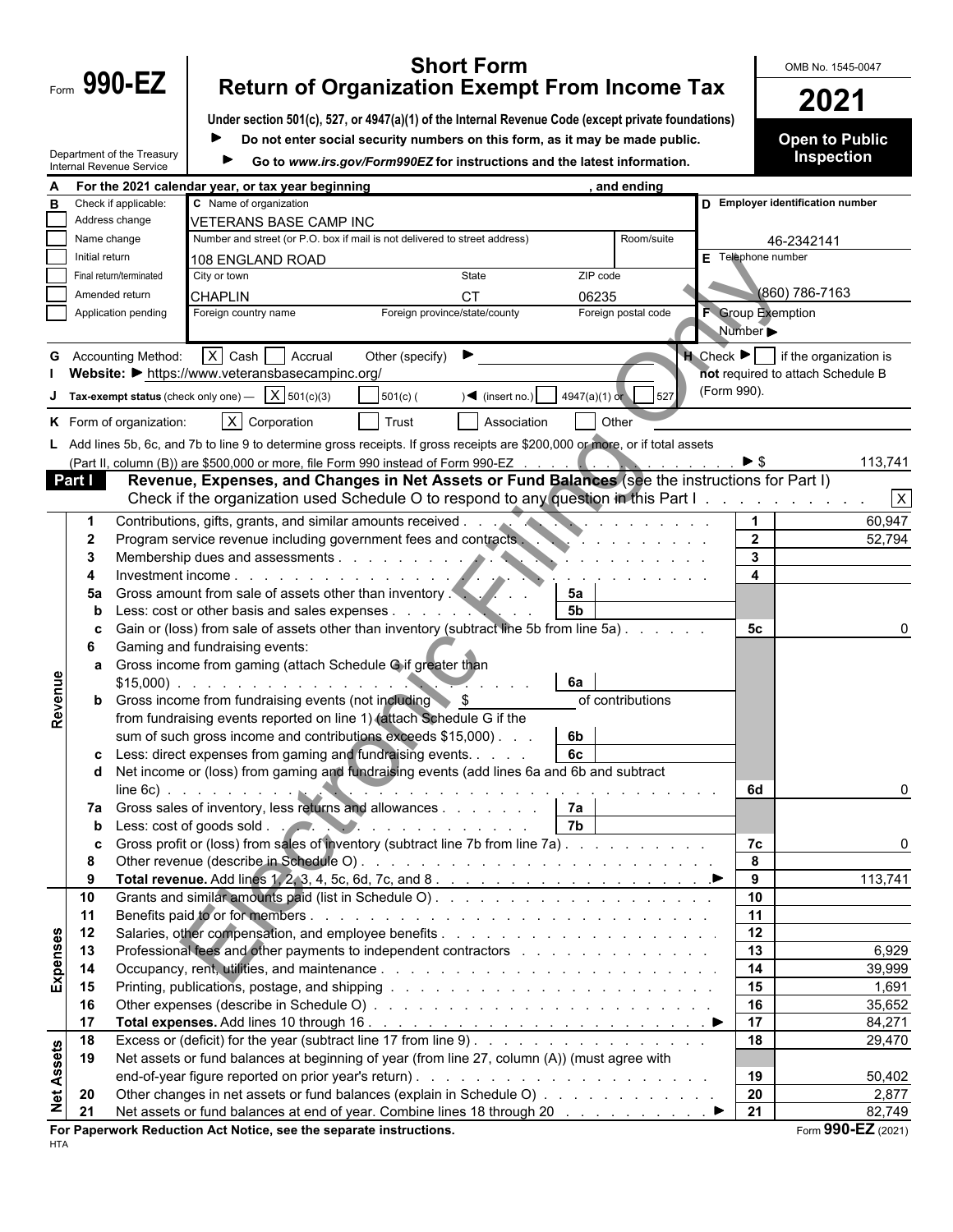Form **990-EZ**

# Short Form Return of Organization Exempt From Income Tax

**Under section 501(c), 527, or 4947(a)(1) of the Internal Revenue Code (except private foundations)**

▶ **Do not enter social security numbers on this form, as it may be made public.**

▶ **Go to *www.irs.gov/Form990EZ* for instructions and the latest information.**

Department of the Treasury
Internal Revenue Service

OMB No. 1545-0047

**2021**

**Open to Public Inspection**

**A** For the 2021 calendar year, or tax year beginning , and ending

**B** Check if applicable:
- [ ] Address change
- [ ] Name change
- [ ] Initial return
- [ ] Final return/terminated
- [ ] Amended return
- [ ] Application pending

**C** Name of organization: VETERANS BASE CAMP INC

Number and street (or P.O. box if mail is not delivered to street address): 108 ENGLAND ROAD — Room/suite:

City or town: CHAPLIN — State: CT — ZIP code: 06235

Foreign country name — Foreign province/state/county — Foreign postal code

**D** Employer identification number: 46-2342141

**E** Telephone number: (860) 786-7163

**F** Group Exemption Number ▶

**G** Accounting Method: [X] Cash [ ] Accrual Other (specify) ▶

**H** Check ▶ [ ] if the organization is **not** required to attach Schedule B (Form 990).

**I** Website: ▶ https://www.veteransbasecampinc.org/

**J** Tax-exempt status (check only one) — [X] 501(c)(3) [ ] 501(c) ( ) ◀ (insert no.) [ ] 4947(a)(1) or [ ] 527

**K** Form of organization: [X] Corporation [ ] Trust [ ] Association [ ] Other

**L** Add lines 5b, 6c, and 7b to line 9 to determine gross receipts. If gross receipts are $200,000 or more, or if total assets (Part II, column (B)) are $500,000 or more, file Form 990 instead of Form 990-EZ . . . ▶ $ 113,741

## Part I — Revenue, Expenses, and Changes in Net Assets or Fund Balances (see the instructions for Part I)

Check if the organization used Schedule O to respond to any question in this Part I . . . [X]

| | Line | Description | | | Line | Amount |
|---|---|---|---|---|---|---|
| Revenue | 1 | Contributions, gifts, grants, and similar amounts received | | | 1 | 60,947 |
| | 2 | Program service revenue including government fees and contracts | | | 2 | 52,794 |
| | 3 | Membership dues and assessments | | | 3 | |
| | 4 | Investment income | | | 4 | |
| | 5a | Gross amount from sale of assets other than inventory | 5a | | | |
| | b | Less: cost or other basis and sales expenses | 5b | | | |
| | c | Gain or (loss) from sale of assets other than inventory (subtract line 5b from line 5a) | | | 5c | 0 |
| | 6 | Gaming and fundraising events: | | | | |
| | a | Gross income from gaming (attach Schedule G if greater than $15,000) | 6a | | | |
| | b | Gross income from fundraising events (not including $ of contributions from fundraising events reported on line 1) (attach Schedule G if the sum of such gross income and contributions exceeds $15,000) | 6b | | | |
| | c | Less: direct expenses from gaming and fundraising events | 6c | | | |
| | d | Net income or (loss) from gaming and fundraising events (add lines 6a and 6b and subtract line 6c) | | | 6d | 0 |
| | 7a | Gross sales of inventory, less returns and allowances | 7a | | | |
| | b | Less: cost of goods sold | 7b | | | |
| | c | Gross profit or (loss) from sales of inventory (subtract line 7b from line 7a) | | | 7c | 0 |
| | 8 | Other revenue (describe in Schedule O) | | | 8 | |
| | 9 | **Total revenue.** Add lines 1, 2, 3, 4, 5c, 6d, 7c, and 8 ▶ | | | 9 | 113,741 |
| Expenses | 10 | Grants and similar amounts paid (list in Schedule O) | | | 10 | |
| | 11 | Benefits paid to or for members | | | 11 | |
| | 12 | Salaries, other compensation, and employee benefits | | | 12 | |
| | 13 | Professional fees and other payments to independent contractors | | | 13 | 6,929 |
| | 14 | Occupancy, rent, utilities, and maintenance | | | 14 | 39,999 |
| | 15 | Printing, publications, postage, and shipping | | | 15 | 1,691 |
| | 16 | Other expenses (describe in Schedule O) | | | 16 | 35,652 |
| | 17 | **Total expenses.** Add lines 10 through 16 ▶ | | | 17 | 84,271 |
| Net Assets | 18 | Excess or (deficit) for the year (subtract line 17 from line 9) | | | 18 | 29,470 |
| | 19 | Net assets or fund balances at beginning of year (from line 27, column (A)) (must agree with end-of-year figure reported on prior year's return) | | | 19 | 50,402 |
| | 20 | Other changes in net assets or fund balances (explain in Schedule O) | | | 20 | 2,877 |
| | 21 | Net assets or fund balances at end of year. Combine lines 18 through 20 ▶ | | | 21 | 82,749 |

**For Paperwork Reduction Act Notice, see the separate instructions.** Form **990-EZ** (2021)

HTA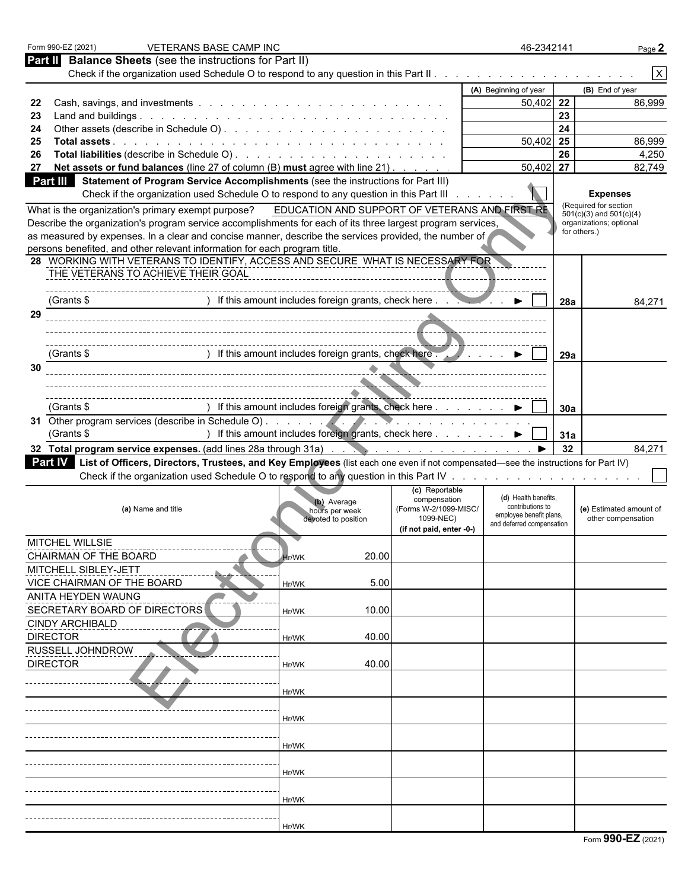Form 990-EZ (2021) VETERANS BASE CAMP INC 46-2342141 Page **2**

**Part II Balance Sheets** (see the instructions for Part II)

Check if the organization used Schedule O to respond to any question in this Part II . . . . . . . . . . . . . . . . . . . . [X]

| | | (A) Beginning of year | | (B) End of year |
|---|---|---|---|---|
| 22 | Cash, savings, and investments | 50,402 | 22 | 86,999 |
| 23 | Land and buildings | | 23 | |
| 24 | Other assets (describe in Schedule O) | | 24 | |
| 25 | **Total assets** | 50,402 | 25 | 86,999 |
| 26 | **Total liabilities** (describe in Schedule O) | | 26 | 4,250 |
| 27 | **Net assets or fund balances** (line 27 of column (B) **must** agree with line 21) | 50,402 | 27 | 82,749 |

**Part III Statement of Program Service Accomplishments** (see the instructions for Part III)

Check if the organization used Schedule O to respond to any question in this Part III . . . . . . [ ]

What is the organization's primary exempt purpose? EDUCATION AND SUPPORT OF VETERANS AND FIRST RE

Describe the organization's program service accomplishments for each of its three largest program services, as measured by expenses. In a clear and concise manner, describe the services provided, the number of persons benefited, and other relevant information for each program title.

**Expenses** (Required for section 501(c)(3) and 501(c)(4) organizations; optional for others.)

| | | | Expenses |
|---|---|---|---|
| 28 | WORKING WITH VETERANS TO IDENTIFY, ACCESS AND SECURE WHAT IS NECESSARY FOR THE VETERANS TO ACHIEVE THEIR GOAL (Grants $ ) If this amount includes foreign grants, check here [ ] | 28a | 84,271 |
| 29 | (Grants $ ) If this amount includes foreign grants, check here [ ] | 29a | |
| 30 | (Grants $ ) If this amount includes foreign grants, check here [ ] | 30a | |
| 31 | Other program services (describe in Schedule O) (Grants $ ) If this amount includes foreign grants, check here [ ] | 31a | |
| 32 | **Total program service expenses.** (add lines 28a through 31a) | 32 | 84,271 |

**Part IV List of Officers, Directors, Trustees, and Key Employees** (list each one even if not compensated—see the instructions for Part IV)

Check if the organization used Schedule O to respond to any question in this Part IV . . . . . . . . . . . . . . . . . . . [ ]

| (a) Name and title | (b) Average hours per week devoted to position | (c) Reportable compensation (Forms W-2/1099-MISC/ 1099-NEC) (if not paid, enter -0-) | (d) Health benefits, contributions to employee benefit plans, and deferred compensation | (e) Estimated amount of other compensation |
|---|---|---|---|---|
| MITCHEL WILLSIE<br>CHAIRMAN OF THE BOARD | Hr/WK 20.00 | | | |
| MITCHELL SIBLEY-JETT<br>VICE CHAIRMAN OF THE BOARD | Hr/WK 5.00 | | | |
| ANITA HEYDEN WAUNG<br>SECRETARY BOARD OF DIRECTORS | Hr/WK 10.00 | | | |
| CINDY ARCHIBALD<br>DIRECTOR | Hr/WK 40.00 | | | |
| RUSSELL JOHNDROW<br>DIRECTOR | Hr/WK 40.00 | | | |
| | Hr/WK | | | |
| | Hr/WK | | | |
| | Hr/WK | | | |
| | Hr/WK | | | |
| | Hr/WK | | | |
| | Hr/WK | | | |

Form **990-EZ** (2021)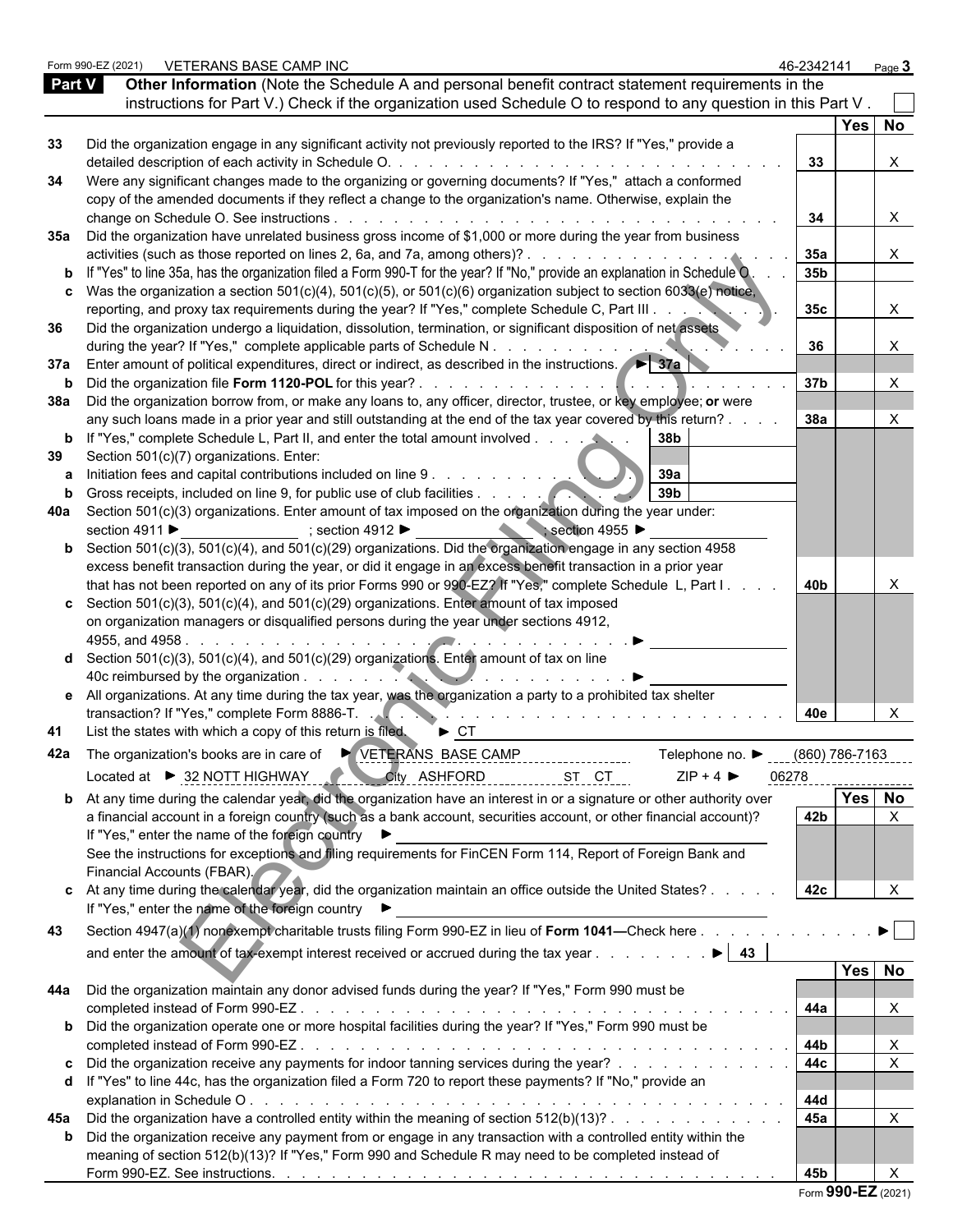Form 990-EZ (2021) VETERANS BASE CAMP INC 46-2342141 Page 3

**Part V** **Other Information** (Note the Schedule A and personal benefit contract statement requirements in the instructions for Part V.) Check if the organization used Schedule O to respond to any question in this Part V . ☐

| | | | Yes | No |
|---|---|---|---|---|
| 33 | Did the organization engage in any significant activity not previously reported to the IRS? If "Yes," provide a detailed description of each activity in Schedule O. | 33 | | X |
| 34 | Were any significant changes made to the organizing or governing documents? If "Yes," attach a conformed copy of the amended documents if they reflect a change to the organization's name. Otherwise, explain the change on Schedule O. See instructions | 34 | | X |
| 35a | Did the organization have unrelated business gross income of $1,000 or more during the year from business activities (such as those reported on lines 2, 6a, and 7a, among others)? | 35a | | X |
| b | If "Yes" to line 35a, has the organization filed a Form 990-T for the year? If "No," provide an explanation in Schedule O | 35b | | |
| c | Was the organization a section 501(c)(4), 501(c)(5), or 501(c)(6) organization subject to section 6033(e) notice, reporting, and proxy tax requirements during the year? If "Yes," complete Schedule C, Part III | 35c | | X |
| 36 | Did the organization undergo a liquidation, dissolution, termination, or significant disposition of net assets during the year? If "Yes," complete applicable parts of Schedule N | 36 | | X |
| 37a | Enter amount of political expenditures, direct or indirect, as described in the instructions. ► 37a | | | |
| b | Did the organization file **Form 1120-POL** for this year? | 37b | | X |
| 38a | Did the organization borrow from, or make any loans to, any officer, director, trustee, or key employee; **or** were any such loans made in a prior year and still outstanding at the end of the tax year covered by this return? | 38a | | X |
| b | If "Yes," complete Schedule L, Part II, and enter the total amount involved . . . 38b | | | |
| 39 | Section 501(c)(7) organizations. Enter: | | | |
| a | Initiation fees and capital contributions included on line 9 . . . 39a | | | |
| b | Gross receipts, included on line 9, for public use of club facilities . . . 39b | | | |
| 40a | Section 501(c)(3) organizations. Enter amount of tax imposed on the organization during the year under: section 4911 ► ; section 4912 ► ; section 4955 ► | | | |
| b | Section 501(c)(3), 501(c)(4), and 501(c)(29) organizations. Did the organization engage in any section 4958 excess benefit transaction during the year, or did it engage in an excess benefit transaction in a prior year that has not been reported on any of its prior Forms 990 or 990-EZ? If "Yes," complete Schedule L, Part I | 40b | | X |
| c | Section 501(c)(3), 501(c)(4), and 501(c)(29) organizations. Enter amount of tax imposed on organization managers or disqualified persons during the year under sections 4912, 4955, and 4958 ► | | | |
| d | Section 501(c)(3), 501(c)(4), and 501(c)(29) organizations. Enter amount of tax on line 40c reimbursed by the organization ► | | | |
| e | All organizations. At any time during the tax year, was the organization a party to a prohibited tax shelter transaction? If "Yes," complete Form 8886-T. | 40e | | X |

**41** List the states with which a copy of this return is filed. ► CT

**42a** The organization's books are in care of ► VETERANS BASE CAMP Telephone no. ► (860) 786-7163

Located at ► 32 NOTT HIGHWAY City ASHFORD ST CT ZIP + 4 ► 06278

| | | | Yes | No |
|---|---|---|---|---|
| b | At any time during the calendar year, did the organization have an interest in or a signature or other authority over a financial account in a foreign country (such as a bank account, securities account, or other financial account)? If "Yes," enter the name of the foreign country ► See the instructions for exceptions and filing requirements for FinCEN Form 114, Report of Foreign Bank and Financial Accounts (FBAR). | 42b | | X |
| c | At any time during the calendar year, did the organization maintain an office outside the United States? If "Yes," enter the name of the foreign country ► | 42c | | X |

**43** Section 4947(a)(1) nonexempt charitable trusts filing Form 990-EZ in lieu of **Form 1041—**Check here ► ☐ and enter the amount of tax-exempt interest received or accrued during the tax year ► 43

| | | | Yes | No |
|---|---|---|---|---|
| 44a | Did the organization maintain any donor advised funds during the year? If "Yes," Form 990 must be completed instead of Form 990-EZ | 44a | | X |
| b | Did the organization operate one or more hospital facilities during the year? If "Yes," Form 990 must be completed instead of Form 990-EZ | 44b | | X |
| c | Did the organization receive any payments for indoor tanning services during the year? | 44c | | X |
| d | If "Yes" to line 44c, has the organization filed a Form 720 to report these payments? If "No," provide an explanation in Schedule O | 44d | | |
| 45a | Did the organization have a controlled entity within the meaning of section 512(b)(13)? | 45a | | X |
| b | Did the organization receive any payment from or engage in any transaction with a controlled entity within the meaning of section 512(b)(13)? If "Yes," Form 990 and Schedule R may need to be completed instead of Form 990-EZ. See instructions. | 45b | | X |

Form **990-EZ** (2021)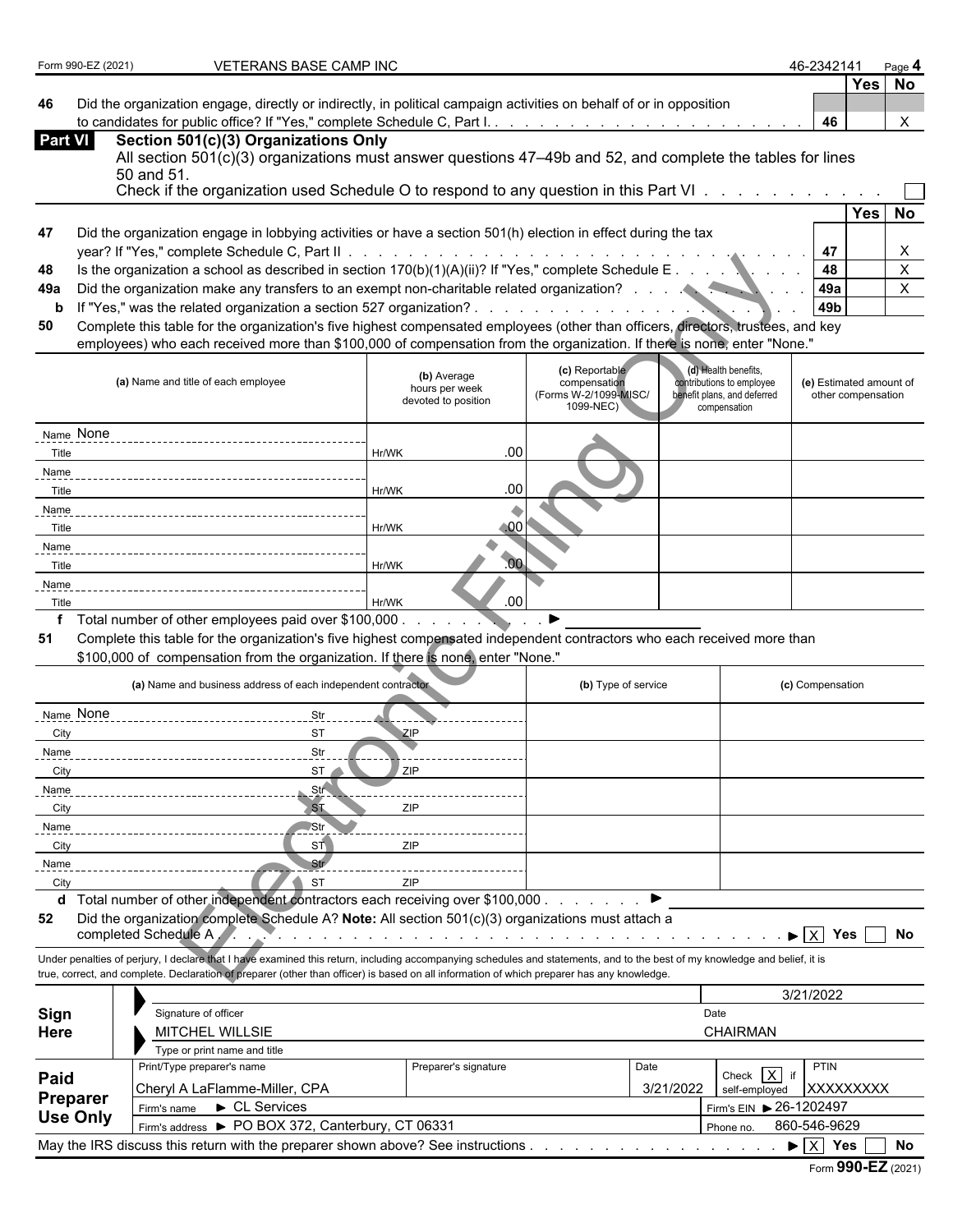Form 990-EZ (2021) VETERANS BASE CAMP INC 46-2342141 Page 4

| | | | Yes | No |
|---|---|---|---|---|
| 46 | Did the organization engage, directly or indirectly, in political campaign activities on behalf of or in opposition to candidates for public office? If "Yes," complete Schedule C, Part I | 46 | | X |

## Part VI Section 501(c)(3) Organizations Only

All section 501(c)(3) organizations must answer questions 47–49b and 52, and complete the tables for lines 50 and 51.

Check if the organization used Schedule O to respond to any question in this Part VI ☐

| | | | Yes | No |
|---|---|---|---|---|
| 47 | Did the organization engage in lobbying activities or have a section 501(h) election in effect during the tax year? If "Yes," complete Schedule C, Part II | 47 | | X |
| 48 | Is the organization a school as described in section 170(b)(1)(A)(ii)? If "Yes," complete Schedule E | 48 | | X |
| 49a | Did the organization make any transfers to an exempt non-charitable related organization? | 49a | | X |
| b | If "Yes," was the related organization a section 527 organization? | 49b | | |

**50** Complete this table for the organization's five highest compensated employees (other than officers, directors, trustees, and key employees) who each received more than $100,000 of compensation from the organization. If there is none, enter "None."

| (a) Name and title of each employee | (b) Average hours per week devoted to position | (c) Reportable compensation (Forms W-2/1099-MISC/ 1099-NEC) | (d) Health benefits, contributions to employee benefit plans, and deferred compensation | (e) Estimated amount of other compensation |
|---|---|---|---|---|
| Name None / Title | Hr/WK .00 | | | |
| Name / Title | Hr/WK .00 | | | |
| Name / Title | Hr/WK .00 | | | |
| Name / Title | Hr/WK .00 | | | |
| Name / Title | Hr/WK .00 | | | |

**f** Total number of other employees paid over $100,000 ▶

**51** Complete this table for the organization's five highest compensated independent contractors who each received more than $100,000 of compensation from the organization. If there is none, enter "None."

| (a) Name and business address of each independent contractor | (b) Type of service | (c) Compensation |
|---|---|---|
| Name None Str / City ST ZIP | | |
| Name Str / City ST ZIP | | |
| Name Str / City ST ZIP | | |
| Name Str / City ST ZIP | | |
| Name Str / City ST ZIP | | |

**d** Total number of other independent contractors each receiving over $100,000 ▶

**52** Did the organization complete Schedule A? **Note:** All section 501(c)(3) organizations must attach a completed Schedule A ▶ [X] Yes [ ] No

Under penalties of perjury, I declare that I have examined this return, including accompanying schedules and statements, and to the best of my knowledge and belief, it is true, correct, and complete. Declaration of preparer (other than officer) is based on all information of which preparer has any knowledge.

**Sign Here**

| Signature of officer | Date |
|---|---|
| | 3/21/2022 |
| MITCHEL WILLSIE | CHAIRMAN |
| Type or print name and title | |

**Paid Preparer Use Only**

| Print/Type preparer's name | Preparer's signature | Date | Check [X] if self-employed | PTIN |
|---|---|---|---|---|
| Cheryl A LaFlamme-Miller, CPA | | 3/21/2022 | | XXXXXXXXX |
| Firm's name ▶ CL Services | | | Firm's EIN ▶ 26-1202497 | |
| Firm's address ▶ PO BOX 372, Canterbury, CT 06331 | | | Phone no. 860-546-9629 | |

May the IRS discuss this return with the preparer shown above? See instructions ▶ [X] Yes [ ] No

Form **990-EZ** (2021)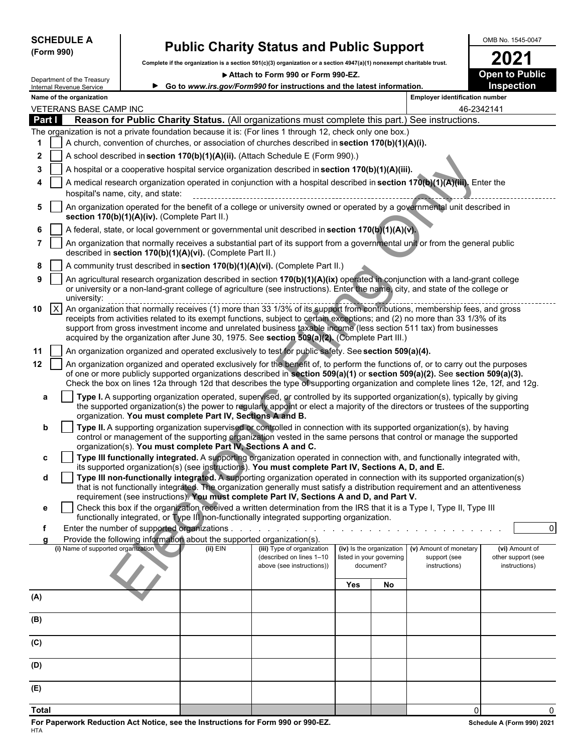**SCHEDULE A (Form 990)**

Department of the Treasury
Internal Revenue Service

# Public Charity Status and Public Support

**Complete if the organization is a section 501(c)(3) organization or a section 4947(a)(1) nonexempt charitable trust.**

▶ **Attach to Form 990 or Form 990-EZ.**

▶ **Go to *www.irs.gov/Form990* for instructions and the latest information.**

OMB No. 1545-0047

**2021**

**Open to Public Inspection**

**Name of the organization**
VETERANS BASE CAMP INC

**Employer identification number**
46-2342141

## Part I Reason for Public Charity Status. (All organizations must complete this part.) See instructions.

The organization is not a private foundation because it is: (For lines 1 through 12, check only one box.)

1 [ ] A church, convention of churches, or association of churches described in **section 170(b)(1)(A)(i).**

2 [ ] A school described in **section 170(b)(1)(A)(ii).** (Attach Schedule E (Form 990).)

3 [ ] A hospital or a cooperative hospital service organization described in **section 170(b)(1)(A)(iii).**

4 [ ] A medical research organization operated in conjunction with a hospital described in **section 170(b)(1)(A)(iii).** Enter the hospital's name, city, and state:

5 [ ] An organization operated for the benefit of a college or university owned or operated by a governmental unit described in **section 170(b)(1)(A)(iv).** (Complete Part II.)

6 [ ] A federal, state, or local government or governmental unit described in **section 170(b)(1)(A)(v).**

7 [ ] An organization that normally receives a substantial part of its support from a governmental unit or from the general public described in **section 170(b)(1)(A)(vi).** (Complete Part II.)

8 [ ] A community trust described in **section 170(b)(1)(A)(vi).** (Complete Part II.)

9 [ ] An agricultural research organization described in section **170(b)(1)(A)(ix)** operated in conjunction with a land-grant college or university or a non-land-grant college of agriculture (see instructions). Enter the name, city, and state of the college or university:

10 [X] An organization that normally receives (1) more than 33 1/3% of its support from contributions, membership fees, and gross receipts from activities related to its exempt functions, subject to certain exceptions; and (2) no more than 33 1/3% of its support from gross investment income and unrelated business taxable income (less section 511 tax) from businesses acquired by the organization after June 30, 1975. See **section 509(a)(2).** (Complete Part III.)

11 [ ] An organization organized and operated exclusively to test for public safety. See **section 509(a)(4).**

12 [ ] An organization organized and operated exclusively for the benefit of, to perform the functions of, or to carry out the purposes of one or more publicly supported organizations described in **section 509(a)(1)** or **section 509(a)(2).** See **section 509(a)(3).** Check the box on lines 12a through 12d that describes the type of supporting organization and complete lines 12e, 12f, and 12g.

a [ ] **Type I.** A supporting organization operated, supervised, or controlled by its supported organization(s), typically by giving the supported organization(s) the power to regularly appoint or elect a majority of the directors or trustees of the supporting organization. **You must complete Part IV, Sections A and B.**

b [ ] **Type II.** A supporting organization supervised or controlled in connection with its supported organization(s), by having control or management of the supporting organization vested in the same persons that control or manage the supported organization(s). **You must complete Part IV, Sections A and C.**

c [ ] **Type III functionally integrated.** A supporting organization operated in connection with, and functionally integrated with, its supported organization(s) (see instructions). **You must complete Part IV, Sections A, D, and E.**

d [ ] **Type III non-functionally integrated.** A supporting organization operated in connection with its supported organization(s) that is not functionally integrated. The organization generally must satisfy a distribution requirement and an attentiveness requirement (see instructions). **You must complete Part IV, Sections A and D, and Part V.**

e [ ] Check this box if the organization received a written determination from the IRS that it is a Type I, Type II, Type III functionally integrated, or Type III non-functionally integrated supporting organization.

f Enter the number of supported organizations . . . . . . . . . . 0

g Provide the following information about the supported organization(s).

| | (i) Name of supported organization | (ii) EIN | (iii) Type of organization (described on lines 1–10 above (see instructions)) | (iv) Is the organization listed in your governing document? Yes | No | (v) Amount of monetary support (see instructions) | (vi) Amount of other support (see instructions) |
|---|---|---|---|---|---|---|---|
| (A) | | | | | | | |
| (B) | | | | | | | |
| (C) | | | | | | | |
| (D) | | | | | | | |
| (E) | | | | | | | |
| **Total** | | | | | | 0 | 0 |

**For Paperwork Reduction Act Notice, see the Instructions for Form 990 or 990-EZ.**
HTA

**Schedule A (Form 990) 2021**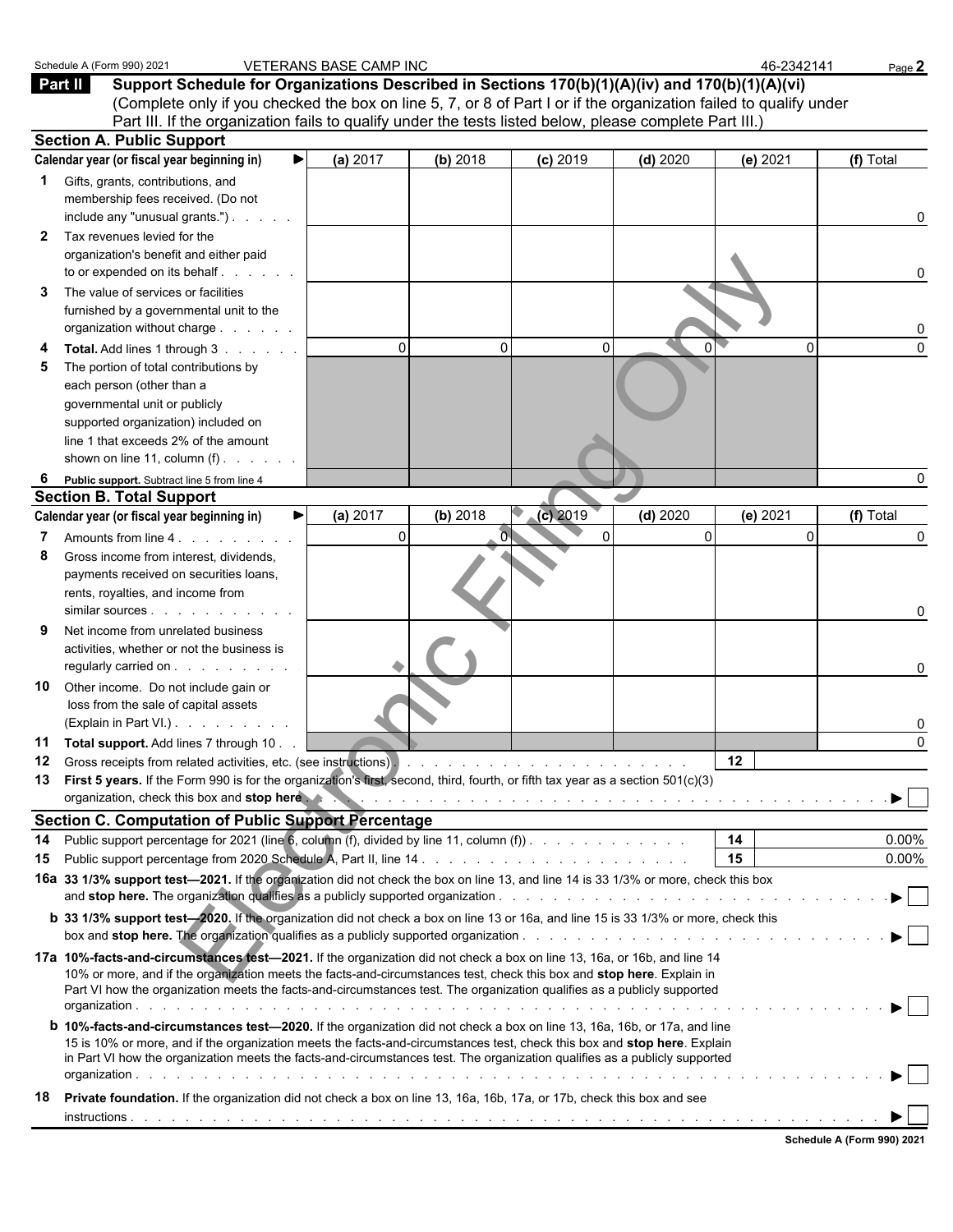Schedule A (Form 990) 2021 VETERANS BASE CAMP INC 46-2342141

## Part II Support Schedule for Organizations Described in Sections 170(b)(1)(A)(iv) and 170(b)(1)(A)(vi)

(Complete only if you checked the box on line 5, 7, or 8 of Part I or if the organization failed to qualify under Part III. If the organization fails to qualify under the tests listed below, please complete Part III.)

### Section A. Public Support

| Calendar year (or fiscal year beginning in) ▶ | (a) 2017 | (b) 2018 | (c) 2019 | (d) 2020 | (e) 2021 | (f) Total |
|---|---|---|---|---|---|---|
| **1** Gifts, grants, contributions, and membership fees received. (Do not include any "unusual grants.") | | | | | | 0 |
| **2** Tax revenues levied for the organization's benefit and either paid to or expended on its behalf | | | | | | 0 |
| **3** The value of services or facilities furnished by a governmental unit to the organization without charge | | | | | | 0 |
| **4** **Total.** Add lines 1 through 3 | 0 | 0 | 0 | 0 | 0 | 0 |
| **5** The portion of total contributions by each person (other than a governmental unit or publicly supported organization) included on line 1 that exceeds 2% of the amount shown on line 11, column (f) | | | | | | |
| **6** **Public support.** Subtract line 5 from line 4 | | | | | | 0 |

### Section B. Total Support

| Calendar year (or fiscal year beginning in) ▶ | (a) 2017 | (b) 2018 | (c) 2019 | (d) 2020 | (e) 2021 | (f) Total |
|---|---|---|---|---|---|---|
| **7** Amounts from line 4 | 0 | 0 | 0 | 0 | 0 | 0 |
| **8** Gross income from interest, dividends, payments received on securities loans, rents, royalties, and income from similar sources | | | | | | 0 |
| **9** Net income from unrelated business activities, whether or not the business is regularly carried on | | | | | | 0 |
| **10** Other income. Do not include gain or loss from the sale of capital assets (Explain in Part VI.) | | | | | | 0 |
| **11** **Total support.** Add lines 7 through 10 | | | | | | 0 |

**12** Gross receipts from related activities, etc. (see instructions) | **12** |

**13** **First 5 years.** If the Form 990 is for the organization's first, second, third, fourth, or fifth tax year as a section 501(c)(3) organization, check this box and **stop here** ▶ ☐

### Section C. Computation of Public Support Percentage

**14** Public support percentage for 2021 (line 6, column (f), divided by line 11, column (f)) | **14** | 0.00%

**15** Public support percentage from 2020 Schedule A, Part II, line 14 | **15** | 0.00%

**16a** **33 1/3% support test—2021.** If the organization did not check the box on line 13, and line 14 is 33 1/3% or more, check this box and **stop here.** The organization qualifies as a publicly supported organization ▶ ☐

**b** **33 1/3% support test—2020.** If the organization did not check a box on line 13 or 16a, and line 15 is 33 1/3% or more, check this box and **stop here.** The organization qualifies as a publicly supported organization ▶ ☐

**17a** **10%-facts-and-circumstances test—2021.** If the organization did not check a box on line 13, 16a, or 16b, and line 14 is 10% or more, and if the organization meets the facts-and-circumstances test, check this box and **stop here**. Explain in Part VI how the organization meets the facts-and-circumstances test. The organization qualifies as a publicly supported organization ▶ ☐

**b** **10%-facts-and-circumstances test—2020.** If the organization did not check a box on line 13, 16a, 16b, or 17a, and line 15 is 10% or more, and if the organization meets the facts-and-circumstances test, check this box and **stop here**. Explain in Part VI how the organization meets the facts-and-circumstances test. The organization qualifies as a publicly supported organization ▶ ☐

**18** **Private foundation.** If the organization did not check a box on line 13, 16a, 16b, 17a, or 17b, check this box and see instructions ▶ ☐

Schedule A (Form 990) 2021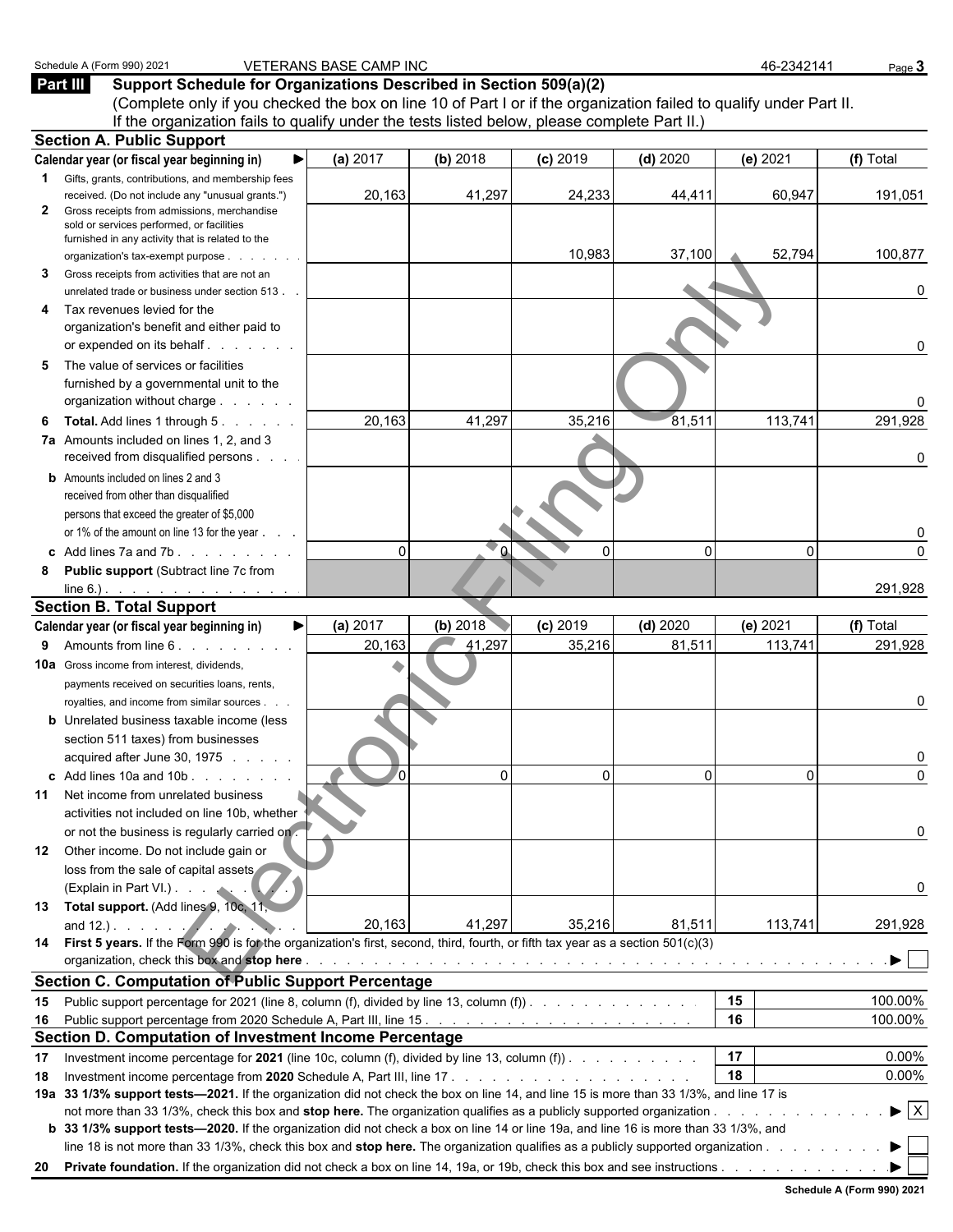Schedule A (Form 990) 2021 VETERANS BASE CAMP INC 46-2342141 Page **3**

## Part III Support Schedule for Organizations Described in Section 509(a)(2)

(Complete only if you checked the box on line 10 of Part I or if the organization failed to qualify under Part II. If the organization fails to qualify under the tests listed below, please complete Part II.)

### Section A. Public Support

| Calendar year (or fiscal year beginning in) ▶ | (a) 2017 | (b) 2018 | (c) 2019 | (d) 2020 | (e) 2021 | (f) Total |
|---|---|---|---|---|---|---|
| **1** Gifts, grants, contributions, and membership fees received. (Do not include any "unusual grants.") | 20,163 | 41,297 | 24,233 | 44,411 | 60,947 | 191,051 |
| **2** Gross receipts from admissions, merchandise sold or services performed, or facilities furnished in any activity that is related to the organization's tax-exempt purpose | | | 10,983 | 37,100 | 52,794 | 100,877 |
| **3** Gross receipts from activities that are not an unrelated trade or business under section 513 | | | | | | 0 |
| **4** Tax revenues levied for the organization's benefit and either paid to or expended on its behalf | | | | | | 0 |
| **5** The value of services or facilities furnished by a governmental unit to the organization without charge | | | | | | 0 |
| **6** **Total.** Add lines 1 through 5 | 20,163 | 41,297 | 35,216 | 81,511 | 113,741 | 291,928 |
| **7a** Amounts included on lines 1, 2, and 3 received from disqualified persons | | | | | | 0 |
| **b** Amounts included on lines 2 and 3 received from other than disqualified persons that exceed the greater of $5,000 or 1% of the amount on line 13 for the year | | | | | | 0 |
| **c** Add lines 7a and 7b | 0 | 0 | 0 | 0 | 0 | 0 |
| **8** **Public support** (Subtract line 7c from line 6.) | | | | | | 291,928 |

### Section B. Total Support

| Calendar year (or fiscal year beginning in) ▶ | (a) 2017 | (b) 2018 | (c) 2019 | (d) 2020 | (e) 2021 | (f) Total |
|---|---|---|---|---|---|---|
| **9** Amounts from line 6 | 20,163 | 41,297 | 35,216 | 81,511 | 113,741 | 291,928 |
| **10a** Gross income from interest, dividends, payments received on securities loans, rents, royalties, and income from similar sources | | | | | | 0 |
| **b** Unrelated business taxable income (less section 511 taxes) from businesses acquired after June 30, 1975 | | | | | | 0 |
| **c** Add lines 10a and 10b | 0 | 0 | 0 | 0 | 0 | 0 |
| **11** Net income from unrelated business activities not included on line 10b, whether or not the business is regularly carried on | | | | | | 0 |
| **12** Other income. Do not include gain or loss from the sale of capital assets (Explain in Part VI.) | | | | | | 0 |
| **13** **Total support.** (Add lines 9, 10c, 11, and 12.) | 20,163 | 41,297 | 35,216 | 81,511 | 113,741 | 291,928 |

**14** **First 5 years.** If the Form 990 is for the organization's first, second, third, fourth, or fifth tax year as a section 501(c)(3) organization, check this box and **stop here** ▶ ☐

### Section C. Computation of Public Support Percentage

| | | | |
|---|---|---|---|
| **15** | Public support percentage for 2021 (line 8, column (f), divided by line 13, column (f)) | 15 | 100.00% |
| **16** | Public support percentage from 2020 Schedule A, Part III, line 15 | 16 | 100.00% |

### Section D. Computation of Investment Income Percentage

| | | | |
|---|---|---|---|
| **17** | Investment income percentage for **2021** (line 10c, column (f), divided by line 13, column (f)) | 17 | 0.00% |
| **18** | Investment income percentage from **2020** Schedule A, Part III, line 17 | 18 | 0.00% |

**19a** **33 1/3% support tests—2021.** If the organization did not check the box on line 14, and line 15 is more than 33 1/3%, and line 17 is not more than 33 1/3%, check this box and **stop here.** The organization qualifies as a publicly supported organization ▶ ☒

**b** **33 1/3% support tests—2020.** If the organization did not check a box on line 14 or line 19a, and line 16 is more than 33 1/3%, and line 18 is not more than 33 1/3%, check this box and **stop here.** The organization qualifies as a publicly supported organization ▶ ☐

**20** **Private foundation.** If the organization did not check a box on line 14, 19a, or 19b, check this box and see instructions ▶ ☐

**Schedule A (Form 990) 2021**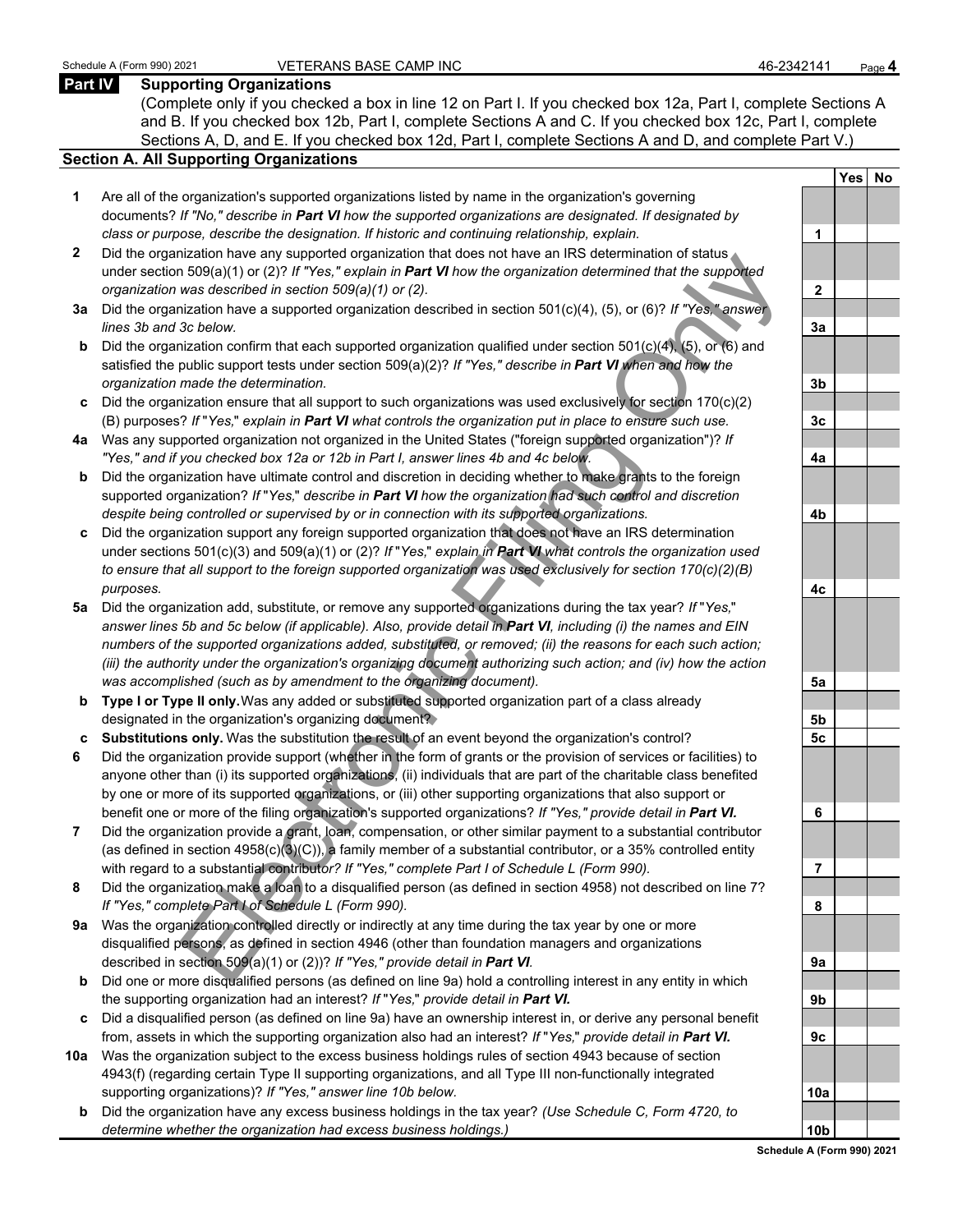Schedule A (Form 990) 2021 VETERANS BASE CAMP INC 46-2342141

## Part IV Supporting Organizations

(Complete only if you checked a box in line 12 on Part I. If you checked box 12a, Part I, complete Sections A and B. If you checked box 12b, Part I, complete Sections A and C. If you checked box 12c, Part I, complete Sections A, D, and E. If you checked box 12d, Part I, complete Sections A and D, and complete Part V.)

### Section A. All Supporting Organizations

| | | Line | Yes | No |
|---|---|---|---|---|
| **1** | Are all of the organization's supported organizations listed by name in the organization's governing documents? *If "No," describe in **Part VI** how the supported organizations are designated. If designated by class or purpose, describe the designation. If historic and continuing relationship, explain.* | 1 | | |
| **2** | Did the organization have any supported organization that does not have an IRS determination of status under section 509(a)(1) or (2)? *If "Yes," explain in **Part VI** how the organization determined that the supported organization was described in section 509(a)(1) or (2).* | 2 | | |
| **3a** | Did the organization have a supported organization described in section 501(c)(4), (5), or (6)? *If "Yes," answer lines 3b and 3c below.* | 3a | | |
| **b** | Did the organization confirm that each supported organization qualified under section 501(c)(4), (5), or (6) and satisfied the public support tests under section 509(a)(2)? *If "Yes," describe in **Part VI** when and how the organization made the determination.* | 3b | | |
| **c** | Did the organization ensure that all support to such organizations was used exclusively for section 170(c)(2)(B) purposes? *If "Yes," explain in **Part VI** what controls the organization put in place to ensure such use.* | 3c | | |
| **4a** | Was any supported organization not organized in the United States ("foreign supported organization")? *If "Yes," and if you checked box 12a or 12b in Part I, answer lines 4b and 4c below.* | 4a | | |
| **b** | Did the organization have ultimate control and discretion in deciding whether to make grants to the foreign supported organization? *If "Yes," describe in **Part VI** how the organization had such control and discretion despite being controlled or supervised by or in connection with its supported organizations.* | 4b | | |
| **c** | Did the organization support any foreign supported organization that does not have an IRS determination under sections 501(c)(3) and 509(a)(1) or (2)? *If "Yes," explain in **Part VI** what controls the organization used to ensure that all support to the foreign supported organization was used exclusively for section 170(c)(2)(B) purposes.* | 4c | | |
| **5a** | Did the organization add, substitute, or remove any supported organizations during the tax year? *If "Yes," answer lines 5b and 5c below (if applicable). Also, provide detail in **Part VI**, including (i) the names and EIN numbers of the supported organizations added, substituted, or removed; (ii) the reasons for each such action; (iii) the authority under the organization's organizing document authorizing such action; and (iv) how the action was accomplished (such as by amendment to the organizing document).* | 5a | | |
| **b** | **Type I or Type II only.** Was any added or substituted supported organization part of a class already designated in the organization's organizing document? | 5b | | |
| **c** | **Substitutions only.** Was the substitution the result of an event beyond the organization's control? | 5c | | |
| **6** | Did the organization provide support (whether in the form of grants or the provision of services or facilities) to anyone other than (i) its supported organizations, (ii) individuals that are part of the charitable class benefited by one or more of its supported organizations, or (iii) other supporting organizations that also support or benefit one or more of the filing organization's supported organizations? *If "Yes," provide detail in **Part VI.*** | 6 | | |
| **7** | Did the organization provide a grant, loan, compensation, or other similar payment to a substantial contributor (as defined in section 4958(c)(3)(C)), a family member of a substantial contributor, or a 35% controlled entity with regard to a substantial contributor? *If "Yes," complete Part I of Schedule L (Form 990).* | 7 | | |
| **8** | Did the organization make a loan to a disqualified person (as defined in section 4958) not described on line 7? *If "Yes," complete Part I of Schedule L (Form 990).* | 8 | | |
| **9a** | Was the organization controlled directly or indirectly at any time during the tax year by one or more disqualified persons, as defined in section 4946 (other than foundation managers and organizations described in section 509(a)(1) or (2))? *If "Yes," provide detail in **Part VI**.* | 9a | | |
| **b** | Did one or more disqualified persons (as defined on line 9a) hold a controlling interest in any entity in which the supporting organization had an interest? *If "Yes," provide detail in **Part VI.*** | 9b | | |
| **c** | Did a disqualified person (as defined on line 9a) have an ownership interest in, or derive any personal benefit from, assets in which the supporting organization also had an interest? *If "Yes," provide detail in **Part VI.*** | 9c | | |
| **10a** | Was the organization subject to the excess business holdings rules of section 4943 because of section 4943(f) (regarding certain Type II supporting organizations, and all Type III non-functionally integrated supporting organizations)? *If "Yes," answer line 10b below.* | 10a | | |
| **b** | Did the organization have any excess business holdings in the tax year? *(Use Schedule C, Form 4720, to determine whether the organization had excess business holdings.)* | 10b | | |

Schedule A (Form 990) 2021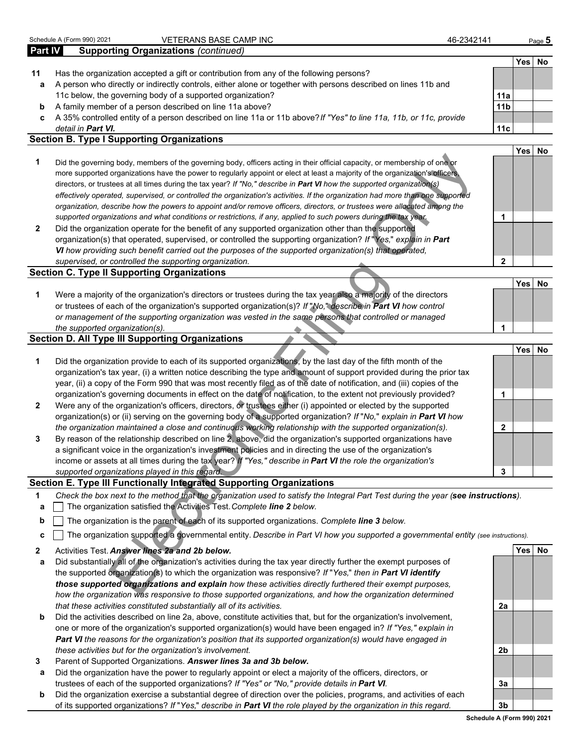Schedule A (Form 990) 2021 VETERANS BASE CAMP INC 46-2342141 Page **5**

## Part IV Supporting Organizations *(continued)*

| | | | Yes | No |
|---|---|---|---|---|
| **11** | Has the organization accepted a gift or contribution from any of the following persons? | | | |
| **a** | A person who directly or indirectly controls, either alone or together with persons described on lines 11b and 11c below, the governing body of a supported organization? | **11a** | | |
| **b** | A family member of a person described on line 11a above? | **11b** | | |
| **c** | A 35% controlled entity of a person described on line 11a or 11b above? *If "Yes" to line 11a, 11b, or 11c, provide detail in* ***Part VI.*** | **11c** | | |

### Section B. Type I Supporting Organizations

| | | | Yes | No |
|---|---|---|---|---|
| **1** | Did the governing body, members of the governing body, officers acting in their official capacity, or membership of one or more supported organizations have the power to regularly appoint or elect at least a majority of the organization's officers, directors, or trustees at all times during the tax year? *If "No," describe in* ***Part VI*** *how the supported organization(s) effectively operated, supervised, or controlled the organization's activities. If the organization had more than one supported organization, describe how the powers to appoint and/or remove officers, directors, or trustees were allocated among the supported organizations and what conditions or restrictions, if any, applied to such powers during the tax year.* | **1** | | |
| **2** | Did the organization operate for the benefit of any supported organization other than the supported organization(s) that operated, supervised, or controlled the supporting organization? *If "Yes," explain in* ***Part VI*** *how providing such benefit carried out the purposes of the supported organization(s) that operated, supervised, or controlled the supporting organization.* | **2** | | |

### Section C. Type II Supporting Organizations

| | | | Yes | No |
|---|---|---|---|---|
| **1** | Were a majority of the organization's directors or trustees during the tax year also a majority of the directors or trustees of each of the organization's supported organization(s)? *If "No," describe in* ***Part VI*** *how control or management of the supporting organization was vested in the same persons that controlled or managed the supported organization(s).* | **1** | | |

### Section D. All Type III Supporting Organizations

| | | | Yes | No |
|---|---|---|---|---|
| **1** | Did the organization provide to each of its supported organizations, by the last day of the fifth month of the organization's tax year, (i) a written notice describing the type and amount of support provided during the prior tax year, (ii) a copy of the Form 990 that was most recently filed as of the date of notification, and (iii) copies of the organization's governing documents in effect on the date of notification, to the extent not previously provided? | **1** | | |
| **2** | Were any of the organization's officers, directors, or trustees either (i) appointed or elected by the supported organization(s) or (ii) serving on the governing body of a supported organization? *If "No," explain in* ***Part VI*** *how the organization maintained a close and continuous working relationship with the supported organization(s).* | **2** | | |
| **3** | By reason of the relationship described on line 2, above, did the organization's supported organizations have a significant voice in the organization's investment policies and in directing the use of the organization's income or assets at all times during the tax year? *If "Yes," describe in* ***Part VI*** *the role the organization's supported organizations played in this regard.* | **3** | | |

### Section E. Type III Functionally Integrated Supporting Organizations

**1** *Check the box next to the method that the organization used to satisfy the Integral Part Test during the year (**see instructions**).*

**a** ☐ The organization satisfied the Activities Test. *Complete **line 2** below.*

**b** ☐ The organization is the parent of each of its supported organizations. *Complete **line 3** below.*

**c** ☐ The organization supported a governmental entity. *Describe in Part VI how you supported a governmental entity (see instructions).*

| | | | Yes | No |
|---|---|---|---|---|
| **2** | Activities Test. ***Answer lines 2a and 2b below.*** | | | |
| **a** | Did substantially all of the organization's activities during the tax year directly further the exempt purposes of the supported organization(s) to which the organization was responsive? *If "Yes," then in* ***Part VI identify those supported organizations and explain*** *how these activities directly furthered their exempt purposes, how the organization was responsive to those supported organizations, and how the organization determined that these activities constituted substantially all of its activities.* | **2a** | | |
| **b** | Did the activities described on line 2a, above, constitute activities that, but for the organization's involvement, one or more of the organization's supported organization(s) would have been engaged in? *If "Yes," explain in* ***Part VI*** *the reasons for the organization's position that its supported organization(s) would have engaged in these activities but for the organization's involvement.* | **2b** | | |
| **3** | Parent of Supported Organizations. ***Answer lines 3a and 3b below.*** | | | |
| **a** | Did the organization have the power to regularly appoint or elect a majority of the officers, directors, or trustees of each of the supported organizations? *If "Yes" or "No," provide details in* ***Part VI.*** | **3a** | | |
| **b** | Did the organization exercise a substantial degree of direction over the policies, programs, and activities of each of its supported organizations? *If "Yes," describe in* ***Part VI*** *the role played by the organization in this regard.* | **3b** | | |

**Schedule A (Form 990) 2021**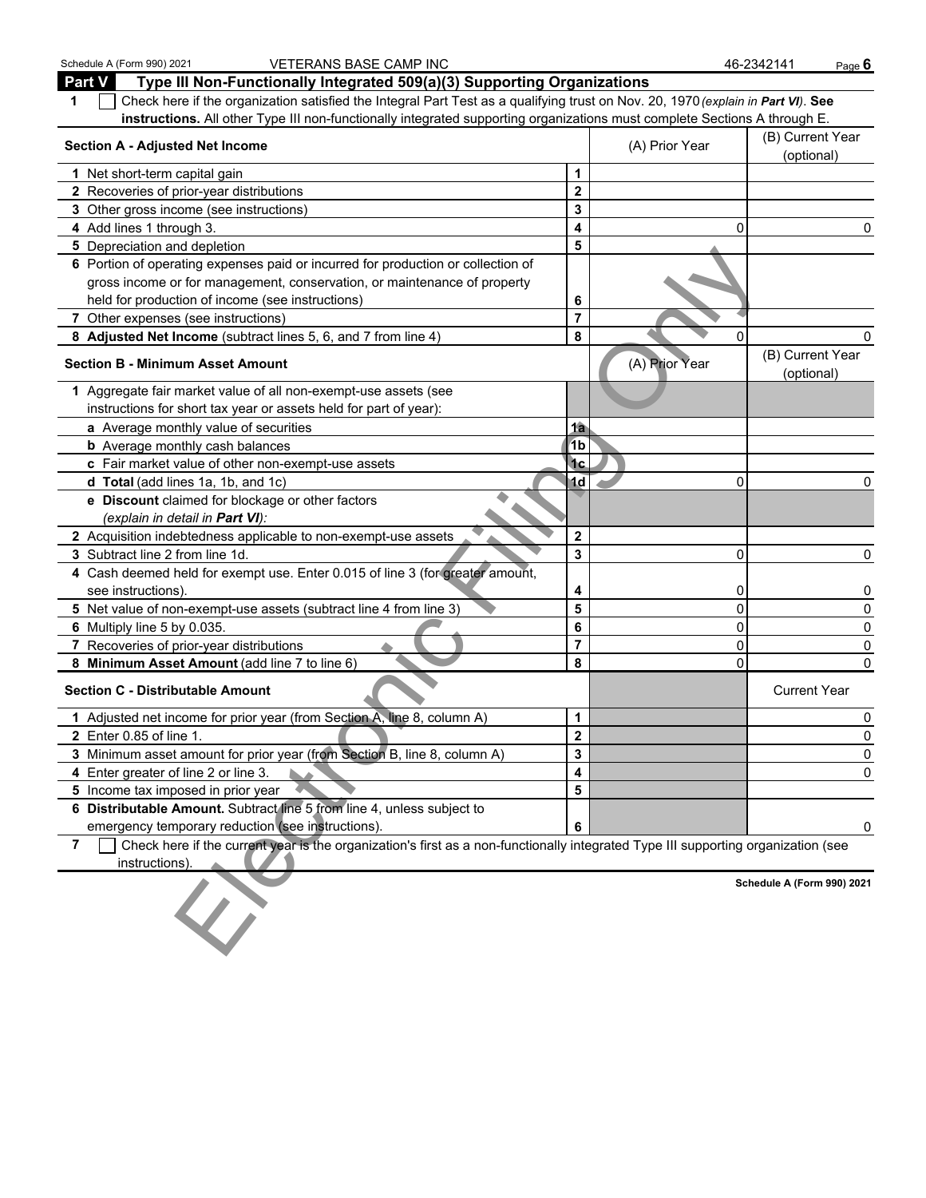Schedule A (Form 990) 2021 VETERANS BASE CAMP INC 46-2342141

## Part V Type III Non-Functionally Integrated 509(a)(3) Supporting Organizations

**1** ☐ Check here if the organization satisfied the Integral Part Test as a qualifying trust on Nov. 20, 1970 *(explain in **Part VI**)*. **See instructions.** All other Type III non-functionally integrated supporting organizations must complete Sections A through E.

| Section A - Adjusted Net Income | | (A) Prior Year | (B) Current Year (optional) |
|---|---|---|---|
| 1 Net short-term capital gain | 1 | | |
| 2 Recoveries of prior-year distributions | 2 | | |
| 3 Other gross income (see instructions) | 3 | | |
| 4 Add lines 1 through 3. | 4 | 0 | 0 |
| 5 Depreciation and depletion | 5 | | |
| 6 Portion of operating expenses paid or incurred for production or collection of gross income or for management, conservation, or maintenance of property held for production of income (see instructions) | 6 | | |
| 7 Other expenses (see instructions) | 7 | | |
| 8 **Adjusted Net Income** (subtract lines 5, 6, and 7 from line 4) | 8 | 0 | 0 |

| Section B - Minimum Asset Amount | | (A) Prior Year | (B) Current Year (optional) |
|---|---|---|---|
| 1 Aggregate fair market value of all non-exempt-use assets (see instructions for short tax year or assets held for part of year): | | | |
| a Average monthly value of securities | 1a | | |
| b Average monthly cash balances | 1b | | |
| c Fair market value of other non-exempt-use assets | 1c | | |
| d **Total** (add lines 1a, 1b, and 1c) | 1d | 0 | 0 |
| e **Discount** claimed for blockage or other factors *(explain in detail in **Part VI**)*: | | | |
| 2 Acquisition indebtedness applicable to non-exempt-use assets | 2 | | |
| 3 Subtract line 2 from line 1d. | 3 | 0 | 0 |
| 4 Cash deemed held for exempt use. Enter 0.015 of line 3 (for greater amount, see instructions). | 4 | 0 | 0 |
| 5 Net value of non-exempt-use assets (subtract line 4 from line 3) | 5 | 0 | 0 |
| 6 Multiply line 5 by 0.035. | 6 | 0 | 0 |
| 7 Recoveries of prior-year distributions | 7 | 0 | 0 |
| 8 **Minimum Asset Amount** (add line 7 to line 6) | 8 | 0 | 0 |

| Section C - Distributable Amount | | | Current Year |
|---|---|---|---|
| 1 Adjusted net income for prior year (from Section A, line 8, column A) | 1 | | 0 |
| 2 Enter 0.85 of line 1. | 2 | | 0 |
| 3 Minimum asset amount for prior year (from Section B, line 8, column A) | 3 | | 0 |
| 4 Enter greater of line 2 or line 3. | 4 | | 0 |
| 5 Income tax imposed in prior year | 5 | | |
| 6 **Distributable Amount.** Subtract line 5 from line 4, unless subject to emergency temporary reduction (see instructions). | 6 | | 0 |

**7** ☐ Check here if the current year is the organization's first as a non-functionally integrated Type III supporting organization (see instructions).

**Schedule A (Form 990) 2021**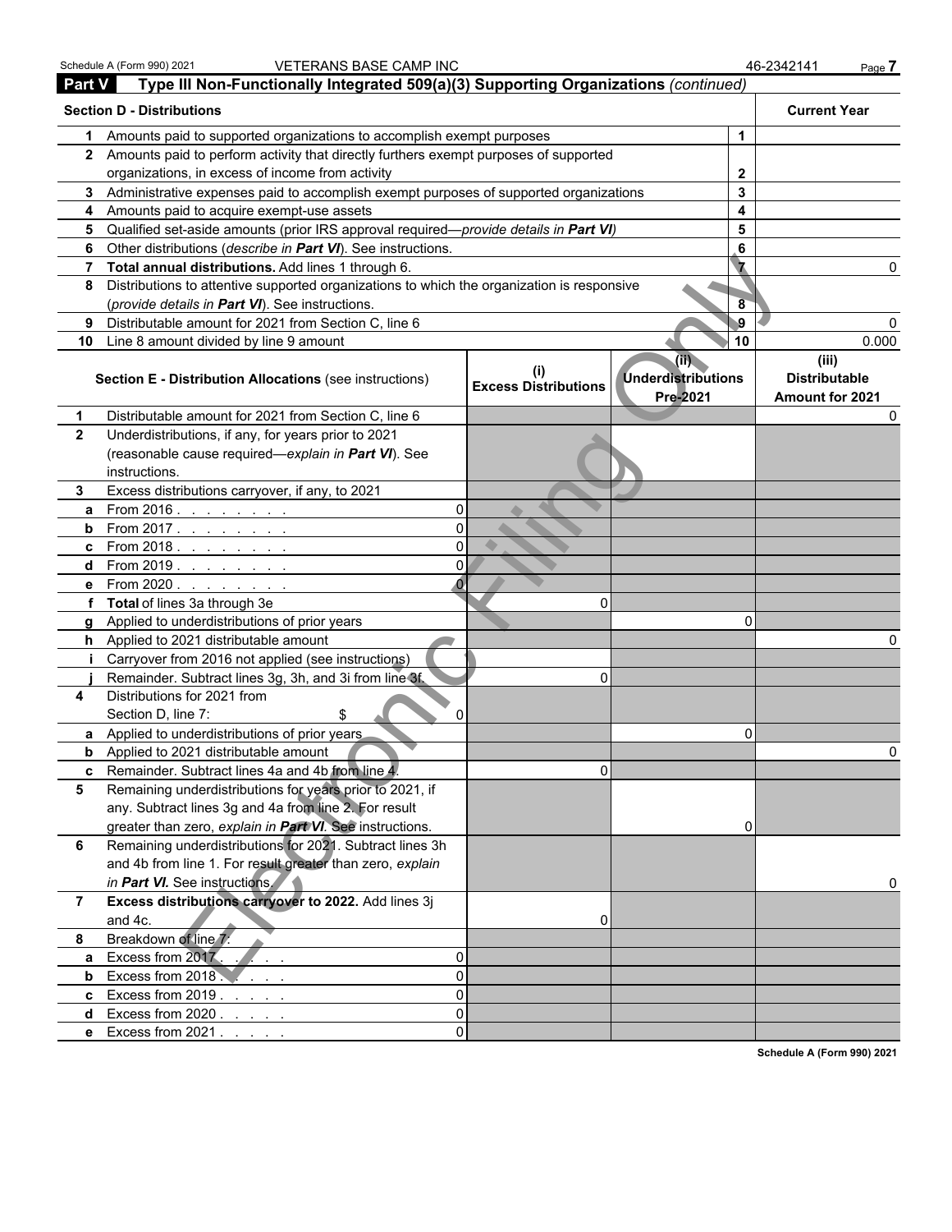## Part V Type III Non-Functionally Integrated 509(a)(3) Supporting Organizations *(continued)*

| Section D - Distributions | | | Current Year |
|---|---|---|---|
| 1 | Amounts paid to supported organizations to accomplish exempt purposes | 1 | |
| 2 | Amounts paid to perform activity that directly furthers exempt purposes of supported organizations, in excess of income from activity | 2 | |
| 3 | Administrative expenses paid to accomplish exempt purposes of supported organizations | 3 | |
| 4 | Amounts paid to acquire exempt-use assets | 4 | |
| 5 | Qualified set-aside amounts (prior IRS approval required—*provide details in **Part VI***) | 5 | |
| 6 | Other distributions (*describe in **Part VI***). See instructions. | 6 | |
| 7 | **Total annual distributions.** Add lines 1 through 6. | 7 | 0 |
| 8 | Distributions to attentive supported organizations to which the organization is responsive (*provide details in **Part VI***). See instructions. | 8 | |
| 9 | Distributable amount for 2021 from Section C, line 6 | 9 | 0 |
| 10 | Line 8 amount divided by line 9 amount | 10 | 0.000 |

| | Section E - Distribution Allocations (see instructions) | | (i) Excess Distributions | (ii) Underdistributions Pre-2021 | (iii) Distributable Amount for 2021 |
|---|---|---|---|---|---|
| 1 | Distributable amount for 2021 from Section C, line 6 | | | | 0 |
| 2 | Underdistributions, if any, for years prior to 2021 (reasonable cause required—*explain in **Part VI***). See instructions. | | | | |
| 3 | Excess distributions carryover, if any, to 2021 | | | | |
| a | From 2016 . . . . . . . . | 0 | | | |
| b | From 2017 . . . . . . . . | 0 | | | |
| c | From 2018 . . . . . . . . | 0 | | | |
| d | From 2019 . . . . . . . . | 0 | | | |
| e | From 2020 . . . . . . . . | 0 | | | |
| f | **Total** of lines 3a through 3e | | 0 | | |
| g | Applied to underdistributions of prior years | | | 0 | |
| h | Applied to 2021 distributable amount | | | | 0 |
| i | Carryover from 2016 not applied (see instructions) | | | | |
| j | Remainder. Subtract lines 3g, 3h, and 3i from line 3f. | | 0 | | |
| 4 | Distributions for 2021 from Section D, line 7: $ | 0 | | | |
| a | Applied to underdistributions of prior years | | | 0 | |
| b | Applied to 2021 distributable amount | | | | 0 |
| c | Remainder. Subtract lines 4a and 4b from line 4. | | 0 | | |
| 5 | Remaining underdistributions for years prior to 2021, if any. Subtract lines 3g and 4a from line 2. For result greater than zero, *explain in **Part VI***. See instructions. | | | 0 | |
| 6 | Remaining underdistributions for 2021. Subtract lines 3h and 4b from line 1. For result greater than zero, *explain in **Part VI***. See instructions. | | | | 0 |
| 7 | **Excess distributions carryover to 2022.** Add lines 3j and 4c. | | 0 | | |
| 8 | Breakdown of line 7: | | | | |
| a | Excess from 2017 . . . . . | 0 | | | |
| b | Excess from 2018 . . . . . | 0 | | | |
| c | Excess from 2019 . . . . . | 0 | | | |
| d | Excess from 2020 . . . . . | 0 | | | |
| e | Excess from 2021 . . . . . | 0 | | | |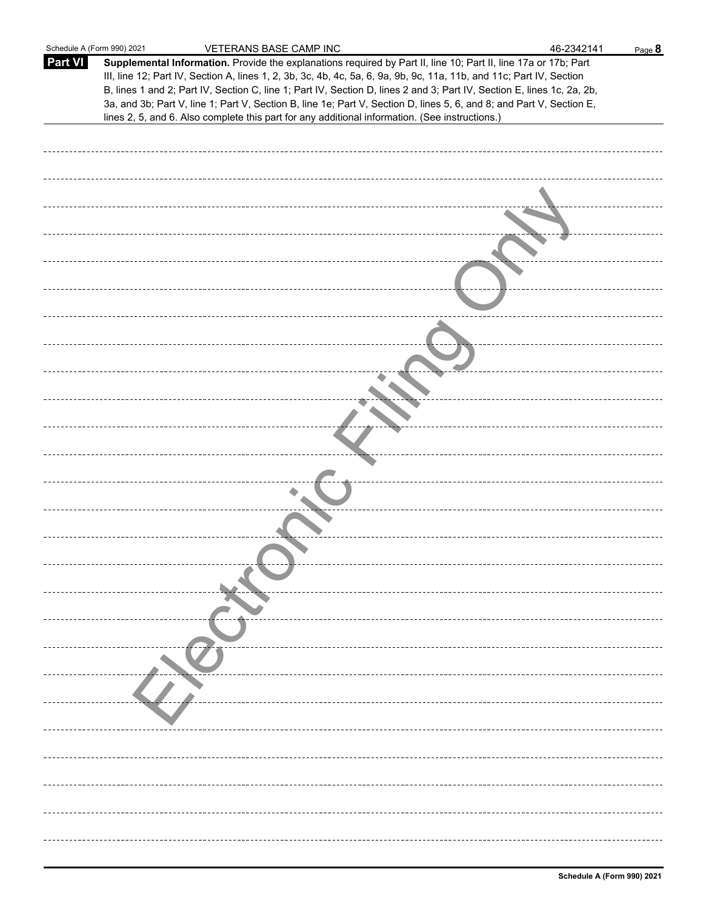**Part VI** **Supplemental Information.** Provide the explanations required by Part II, line 10; Part II, line 17a or 17b; Part III, line 12; Part IV, Section A, lines 1, 2, 3b, 3c, 4b, 4c, 5a, 6, 9a, 9b, 9c, 11a, 11b, and 11c; Part IV, Section B, lines 1 and 2; Part IV, Section C, line 1; Part IV, Section D, lines 2 and 3; Part IV, Section E, lines 1c, 2a, 2b, 3a, and 3b; Part V, line 1; Part V, Section B, line 1e; Part V, Section D, lines 5, 6, and 8; and Part V, Section E, lines 2, 5, and 6. Also complete this part for any additional information. (See instructions.)

Electronic Filing Only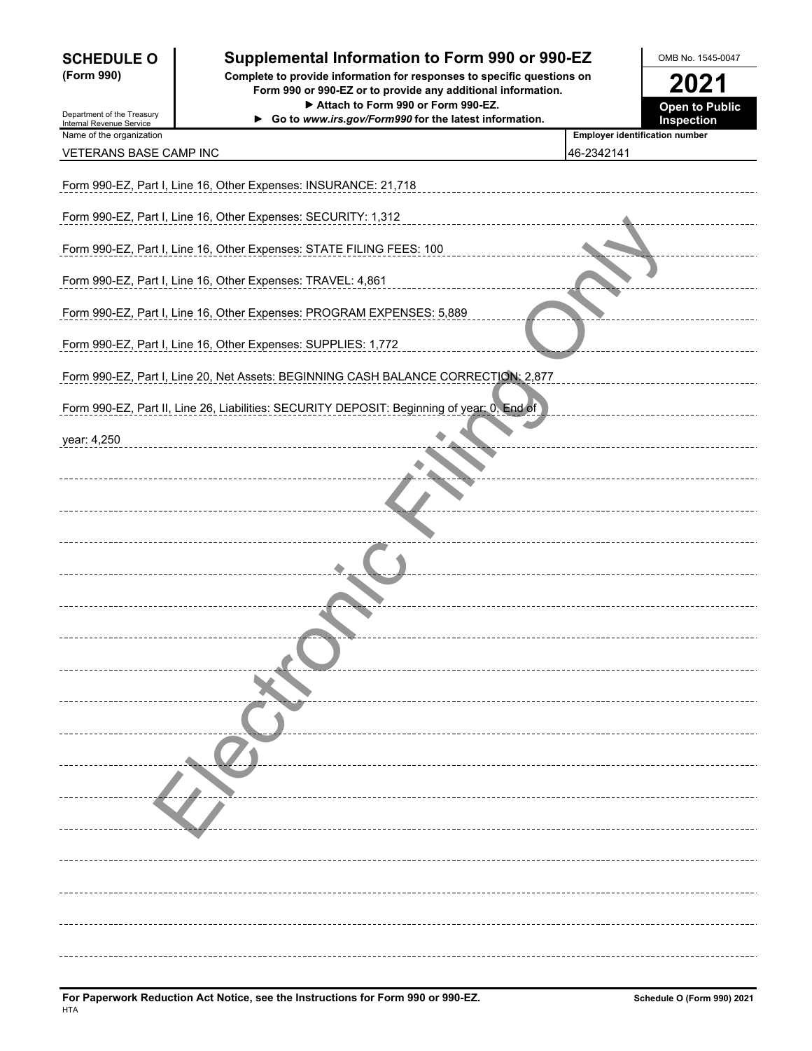# SCHEDULE O (Form 990)

## Supplemental Information to Form 990 or 990-EZ

**Complete to provide information for responses to specific questions on Form 990 or 990-EZ or to provide any additional information.**

▶ Attach to Form 990 or Form 990-EZ.

▶ Go to *www.irs.gov/Form990* for the latest information.

OMB No. 1545-0047

**2021**

**Open to Public Inspection**

Department of the Treasury
Internal Revenue Service

| Name of the organization | Employer identification number |
|---|---|
| VETERANS BASE CAMP INC | 46-2342141 |

Form 990-EZ, Part I, Line 16, Other Expenses: INSURANCE: 21,718

Form 990-EZ, Part I, Line 16, Other Expenses: SECURITY: 1,312

Form 990-EZ, Part I, Line 16, Other Expenses: STATE FILING FEES: 100

Form 990-EZ, Part I, Line 16, Other Expenses: TRAVEL: 4,861

Form 990-EZ, Part I, Line 16, Other Expenses: PROGRAM EXPENSES: 5,889

Form 990-EZ, Part I, Line 16, Other Expenses: SUPPLIES: 1,772

Form 990-EZ, Part I, Line 20, Net Assets: BEGINNING CASH BALANCE CORRECTION: 2,877

Form 990-EZ, Part II, Line 26, Liabilities: SECURITY DEPOSIT: Beginning of year: 0, End of year: 4,250

**For Paperwork Reduction Act Notice, see the Instructions for Form 990 or 990-EZ.**
HTA

Schedule O (Form 990) 2021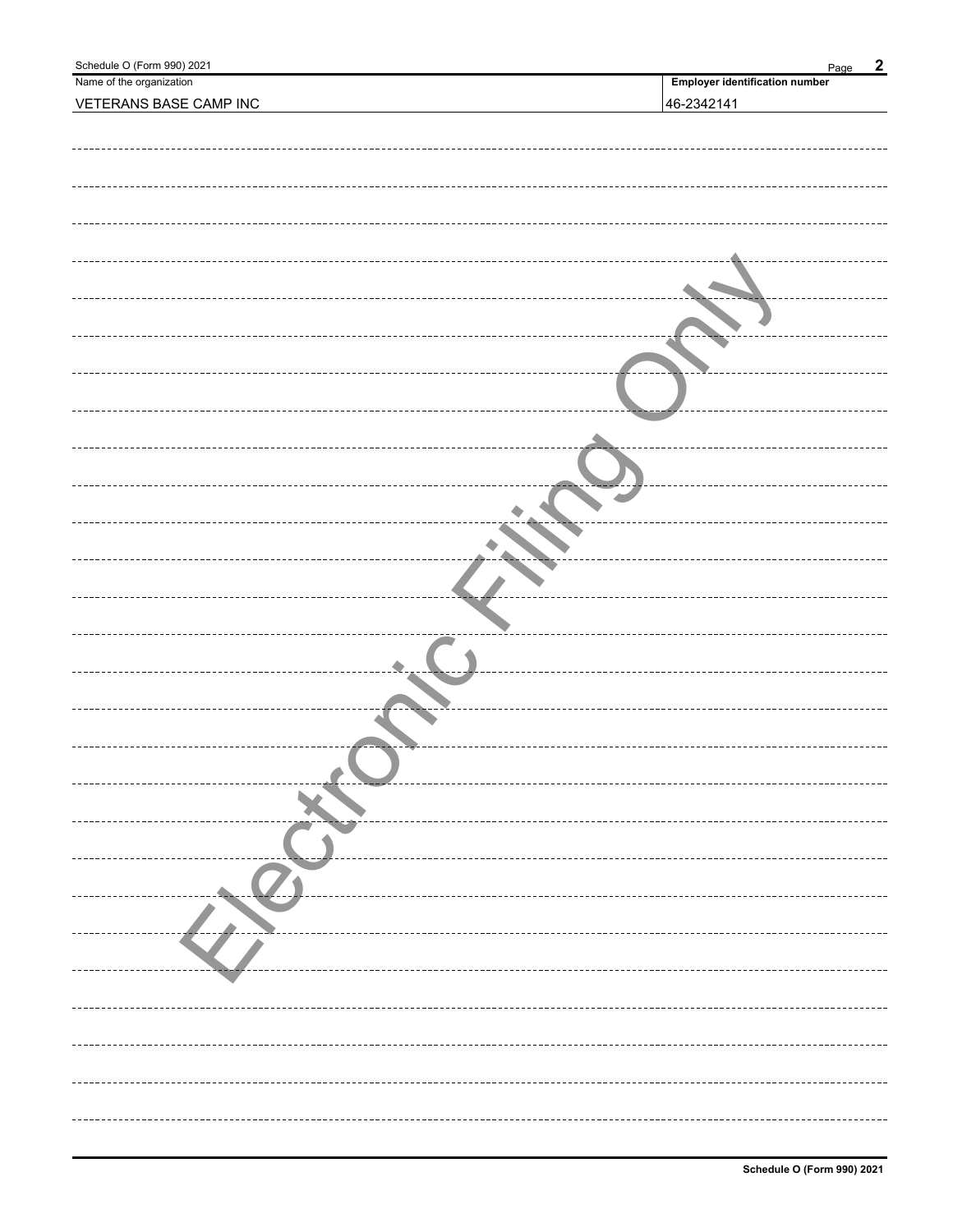Name of the organization: VETERANS BASE CAMP INC

Employer identification number: 46-2342141

Electronic Filing Only